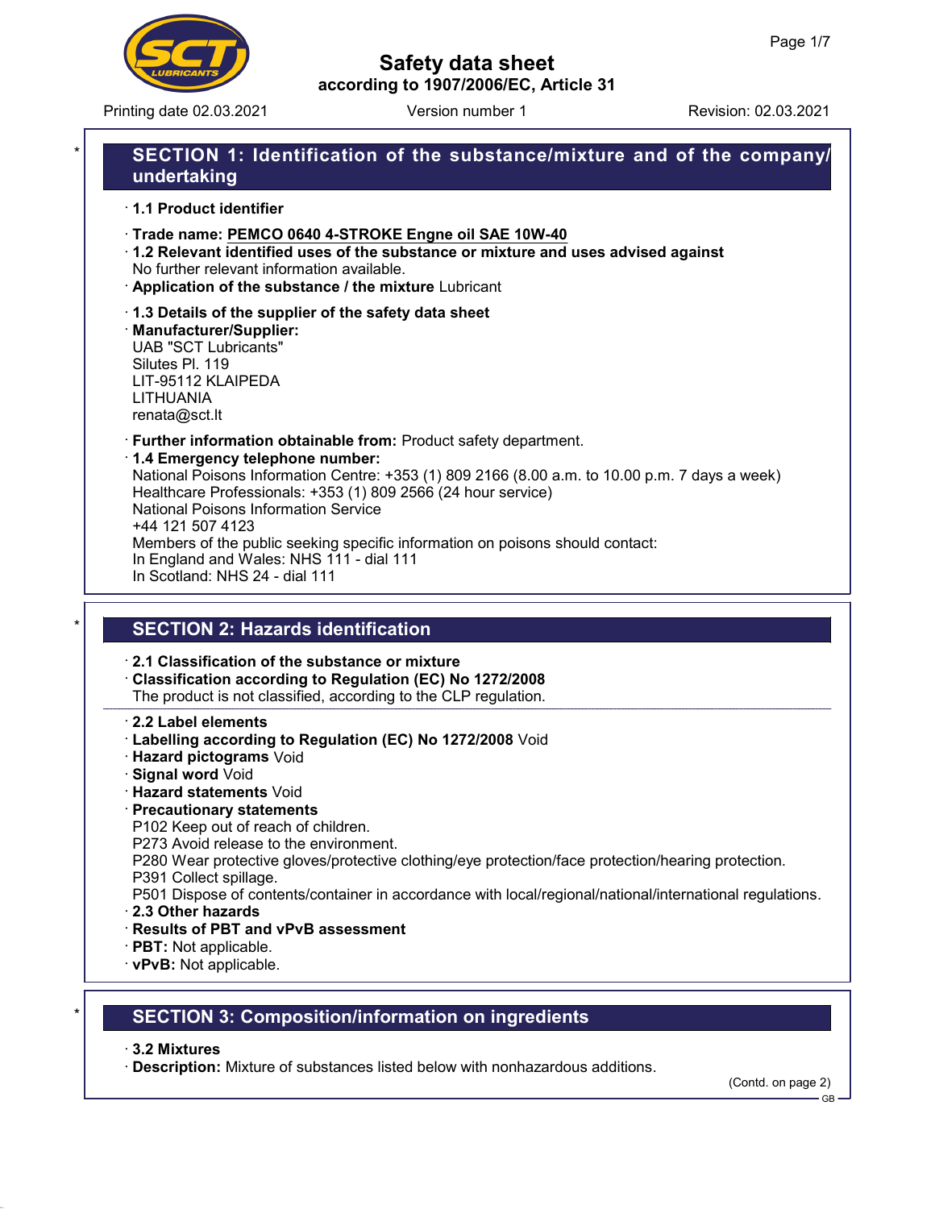# Safety data sheet
## according to 1907/2006/EC, Article 31

Printing date 02.03.2021 Version number 1 Revision: 02.03.2021

## SECTION 1: Identification of the substance/mixture and of the company/undertaking

· **1.1 Product identifier**

· **Trade name: PEMCO 0640 4-STROKE Engne oil SAE 10W-40**

· **1.2 Relevant identified uses of the substance or mixture and uses advised against**
No further relevant information available.

· **Application of the substance / the mixture** Lubricant

· **1.3 Details of the supplier of the safety data sheet**

· **Manufacturer/Supplier:**
UAB "SCT Lubricants"
Silutes Pl. 119
LIT-95112 KLAIPEDA
LITHUANIA
renata@sct.lt

· **Further information obtainable from:** Product safety department.

· **1.4 Emergency telephone number:**
National Poisons Information Centre: +353 (1) 809 2166 (8.00 a.m. to 10.00 p.m. 7 days a week)
Healthcare Professionals: +353 (1) 809 2566 (24 hour service)
National Poisons Information Service
+44 121 507 4123
Members of the public seeking specific information on poisons should contact:
In England and Wales: NHS 111 - dial 111
In Scotland: NHS 24 - dial 111

## SECTION 2: Hazards identification

· **2.1 Classification of the substance or mixture**

· **Classification according to Regulation (EC) No 1272/2008**
The product is not classified, according to the CLP regulation.

· **2.2 Label elements**

· **Labelling according to Regulation (EC) No 1272/2008** Void

· **Hazard pictograms** Void

· **Signal word** Void

· **Hazard statements** Void

· **Precautionary statements**
P102 Keep out of reach of children.
P273 Avoid release to the environment.
P280 Wear protective gloves/protective clothing/eye protection/face protection/hearing protection.
P391 Collect spillage.
P501 Dispose of contents/container in accordance with local/regional/national/international regulations.

· **2.3 Other hazards**

· **Results of PBT and vPvB assessment**

· **PBT:** Not applicable.

· **vPvB:** Not applicable.

## SECTION 3: Composition/information on ingredients

· **3.2 Mixtures**

· **Description:** Mixture of substances listed below with nonhazardous additions.

(Contd. on page 2)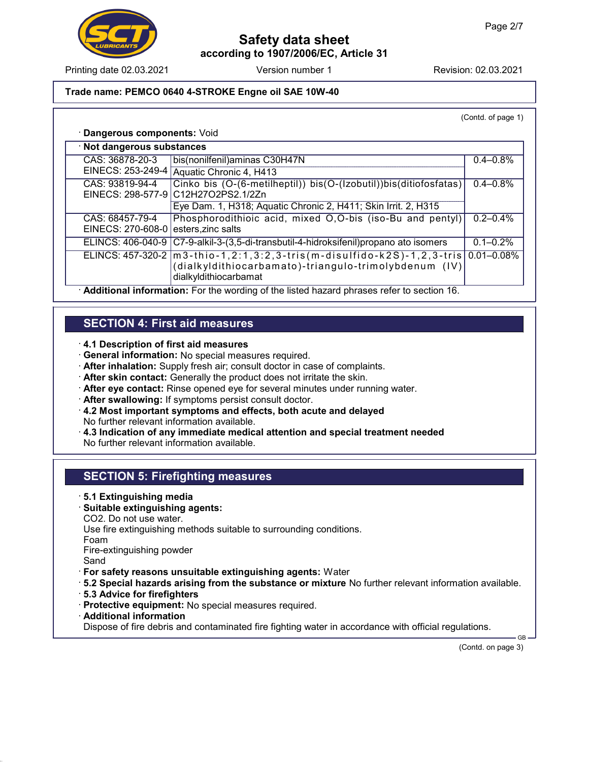**Trade name: PEMCO 0640 4-STROKE Engne oil SAE 10W-40**

(Contd. of page 1)

· **Dangerous components:** Void

· **Not dangerous substances**

| Identifiers | Substance | Percentage |
|---|---|---|
| CAS: 36878-20-3<br>EINECS: 253-249-4 | bis(nonilfenil)aminas C30H47N<br>Aquatic Chronic 4, H413 | 0.4–0.8% |
| CAS: 93819-94-4<br>EINECS: 298-577-9 | Cinko bis (O-(6-metilheptil)) bis(O-(Izobutil))bis(ditiofosfatas) C12H27O2PS2.1/2Zn<br>Eye Dam. 1, H318; Aquatic Chronic 2, H411; Skin Irrit. 2, H315 | 0.4–0.8% |
| CAS: 68457-79-4<br>EINECS: 270-608-0 | Phosphorodithioic acid, mixed O,O-bis (iso-Bu and pentyl) esters,zinc salts | 0.2–0.4% |
| ELINCS: 406-040-9 | C7-9-alkil-3-(3,5-di-transbutil-4-hidroksifenil)propano ato isomers | 0.1–0.2% |
| ELINCS: 457-320-2 | m3-thio-1,2:1,3:2,3-tris(m-disulfido-k2S)-1,2,3-tris (dialkyldithiocarbamato)-triangulo-trimolybdenum (IV) dialkyldithiocarbamat | 0.01–0.08% |

· **Additional information:** For the wording of the listed hazard phrases refer to section 16.

## SECTION 4: First aid measures

· **4.1 Description of first aid measures**
· **General information:** No special measures required.
· **After inhalation:** Supply fresh air; consult doctor in case of complaints.
· **After skin contact:** Generally the product does not irritate the skin.
· **After eye contact:** Rinse opened eye for several minutes under running water.
· **After swallowing:** If symptoms persist consult doctor.
· **4.2 Most important symptoms and effects, both acute and delayed**
No further relevant information available.
· **4.3 Indication of any immediate medical attention and special treatment needed**
No further relevant information available.

## SECTION 5: Firefighting measures

· **5.1 Extinguishing media**
· **Suitable extinguishing agents:**
$CO_2$. Do not use water.
Use fire extinguishing methods suitable to surrounding conditions.
Foam
Fire-extinguishing powder
Sand
· **For safety reasons unsuitable extinguishing agents:** Water
· **5.2 Special hazards arising from the substance or mixture** No further relevant information available.
· **5.3 Advice for firefighters**
· **Protective equipment:** No special measures required.
· **Additional information**
Dispose of fire debris and contaminated fire fighting water in accordance with official regulations.

(Contd. on page 3)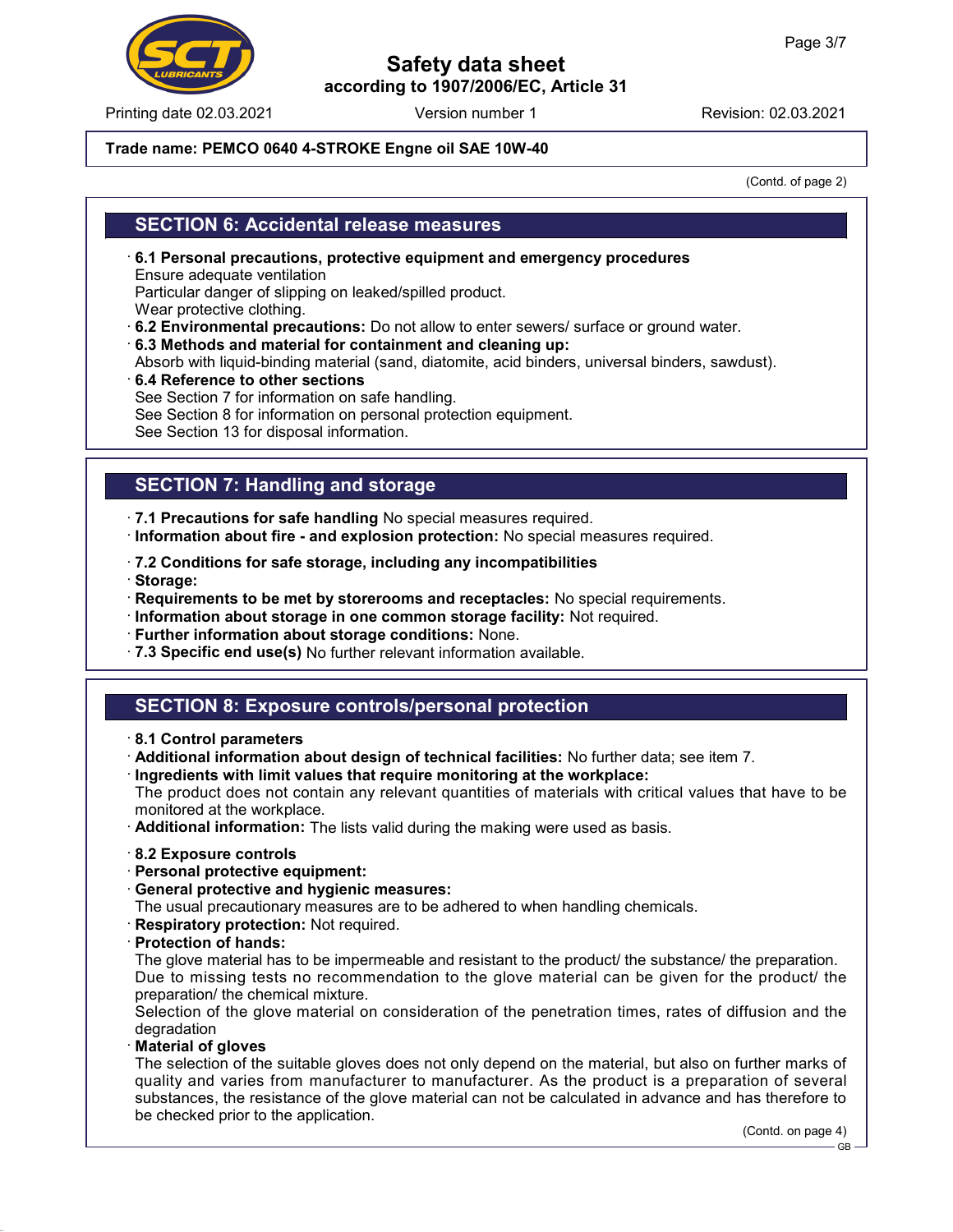(Contd. of page 2)

## SECTION 6: Accidental release measures

· **6.1 Personal precautions, protective equipment and emergency procedures**
Ensure adequate ventilation
Particular danger of slipping on leaked/spilled product.
Wear protective clothing.
· **6.2 Environmental precautions:** Do not allow to enter sewers/ surface or ground water.
· **6.3 Methods and material for containment and cleaning up:**
Absorb with liquid-binding material (sand, diatomite, acid binders, universal binders, sawdust).
· **6.4 Reference to other sections**
See Section 7 for information on safe handling.
See Section 8 for information on personal protection equipment.
See Section 13 for disposal information.

## SECTION 7: Handling and storage

· **7.1 Precautions for safe handling** No special measures required.
· **Information about fire - and explosion protection:** No special measures required.

· **7.2 Conditions for safe storage, including any incompatibilities**
· **Storage:**
· **Requirements to be met by storerooms and receptacles:** No special requirements.
· **Information about storage in one common storage facility:** Not required.
· **Further information about storage conditions:** None.
· **7.3 Specific end use(s)** No further relevant information available.

## SECTION 8: Exposure controls/personal protection

· **8.1 Control parameters**
· **Additional information about design of technical facilities:** No further data; see item 7.
· **Ingredients with limit values that require monitoring at the workplace:**
The product does not contain any relevant quantities of materials with critical values that have to be monitored at the workplace.
· **Additional information:** The lists valid during the making were used as basis.

· **8.2 Exposure controls**
· **Personal protective equipment:**
· **General protective and hygienic measures:**
The usual precautionary measures are to be adhered to when handling chemicals.
· **Respiratory protection:** Not required.
· **Protection of hands:**
The glove material has to be impermeable and resistant to the product/ the substance/ the preparation.
Due to missing tests no recommendation to the glove material can be given for the product/ the preparation/ the chemical mixture.
Selection of the glove material on consideration of the penetration times, rates of diffusion and the degradation
· **Material of gloves**
The selection of the suitable gloves does not only depend on the material, but also on further marks of quality and varies from manufacturer to manufacturer. As the product is a preparation of several substances, the resistance of the glove material can not be calculated in advance and has therefore to be checked prior to the application.

(Contd. on page 4)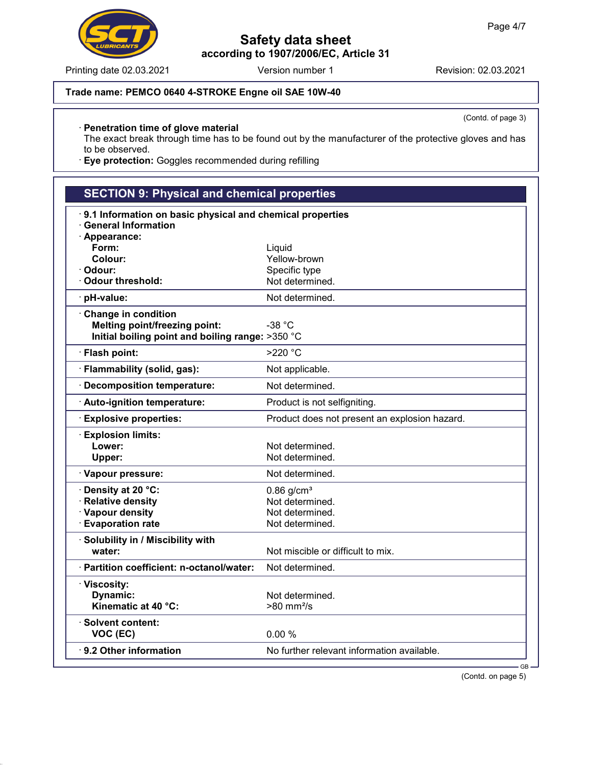Trade name: PEMCO 0640 4-STROKE Engne oil SAE 10W-40

(Contd. of page 3)

· **Penetration time of glove material**
The exact break through time has to be found out by the manufacturer of the protective gloves and has to be observed.
· **Eye protection:** Goggles recommended during refilling

## SECTION 9: Physical and chemical properties

· **9.1 Information on basic physical and chemical properties**
· **General Information**

| Property | Value |
|---|---|
| · **Appearance:** | |
| **Form:** | Liquid |
| **Colour:** | Yellow-brown |
| · **Odour:** | Specific type |
| · **Odour threshold:** | Not determined. |
| · **pH-value:** | Not determined. |
| · **Change in condition** | |
| **Melting point/freezing point:** | -38 °C |
| **Initial boiling point and boiling range:** | >350 °C |
| · **Flash point:** | >220 °C |
| · **Flammability (solid, gas):** | Not applicable. |
| · **Decomposition temperature:** | Not determined. |
| · **Auto-ignition temperature:** | Product is not selfigniting. |
| · **Explosive properties:** | Product does not present an explosion hazard. |
| · **Explosion limits:** | |
| **Lower:** | Not determined. |
| **Upper:** | Not determined. |
| · **Vapour pressure:** | Not determined. |
| · **Density at 20 °C:** | 0.86 g/cm³ |
| · **Relative density** | Not determined. |
| · **Vapour density** | Not determined. |
| · **Evaporation rate** | Not determined. |
| · **Solubility in / Miscibility with water:** | Not miscible or difficult to mix. |
| · **Partition coefficient: n-octanol/water:** | Not determined. |
| · **Viscosity:** | |
| **Dynamic:** | Not determined. |
| **Kinematic at 40 °C:** | >80 mm²/s |
| · **Solvent content:** | |
| **VOC (EC)** | 0.00 % |
| · **9.2 Other information** | No further relevant information available. |

(Contd. on page 5)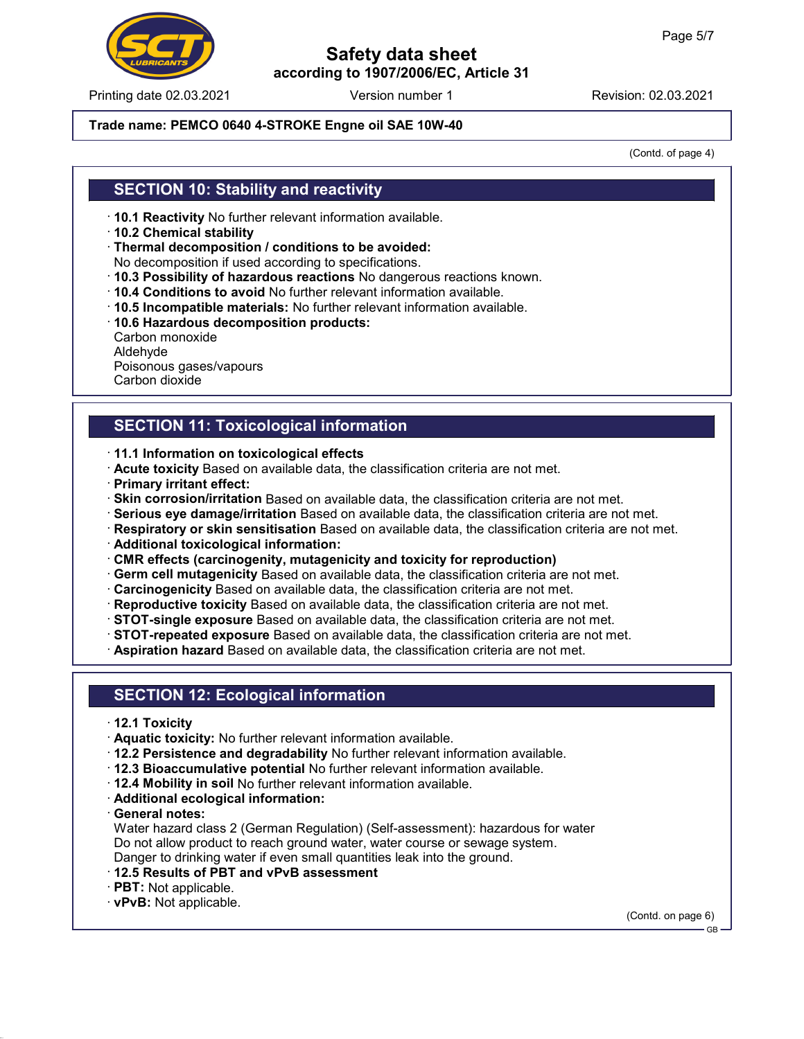Trade name: PEMCO 0640 4-STROKE Engne oil SAE 10W-40

(Contd. of page 4)

## SECTION 10: Stability and reactivity

- **10.1 Reactivity** No further relevant information available.
- **10.2 Chemical stability**
- **Thermal decomposition / conditions to be avoided:**
  No decomposition if used according to specifications.
- **10.3 Possibility of hazardous reactions** No dangerous reactions known.
- **10.4 Conditions to avoid** No further relevant information available.
- **10.5 Incompatible materials:** No further relevant information available.
- **10.6 Hazardous decomposition products:**
  Carbon monoxide
  Aldehyde
  Poisonous gases/vapours
  Carbon dioxide

## SECTION 11: Toxicological information

- **11.1 Information on toxicological effects**
- **Acute toxicity** Based on available data, the classification criteria are not met.
- **Primary irritant effect:**
- **Skin corrosion/irritation** Based on available data, the classification criteria are not met.
- **Serious eye damage/irritation** Based on available data, the classification criteria are not met.
- **Respiratory or skin sensitisation** Based on available data, the classification criteria are not met.
- **Additional toxicological information:**
- **CMR effects (carcinogenity, mutagenicity and toxicity for reproduction)**
- **Germ cell mutagenicity** Based on available data, the classification criteria are not met.
- **Carcinogenicity** Based on available data, the classification criteria are not met.
- **Reproductive toxicity** Based on available data, the classification criteria are not met.
- **STOT-single exposure** Based on available data, the classification criteria are not met.
- **STOT-repeated exposure** Based on available data, the classification criteria are not met.
- **Aspiration hazard** Based on available data, the classification criteria are not met.

## SECTION 12: Ecological information

- **12.1 Toxicity**
- **Aquatic toxicity:** No further relevant information available.
- **12.2 Persistence and degradability** No further relevant information available.
- **12.3 Bioaccumulative potential** No further relevant information available.
- **12.4 Mobility in soil** No further relevant information available.
- **Additional ecological information:**
- **General notes:**
  Water hazard class 2 (German Regulation) (Self-assessment): hazardous for water
  Do not allow product to reach ground water, water course or sewage system.
  Danger to drinking water if even small quantities leak into the ground.
- **12.5 Results of PBT and vPvB assessment**
- **PBT:** Not applicable.
- **vPvB:** Not applicable.

(Contd. on page 6)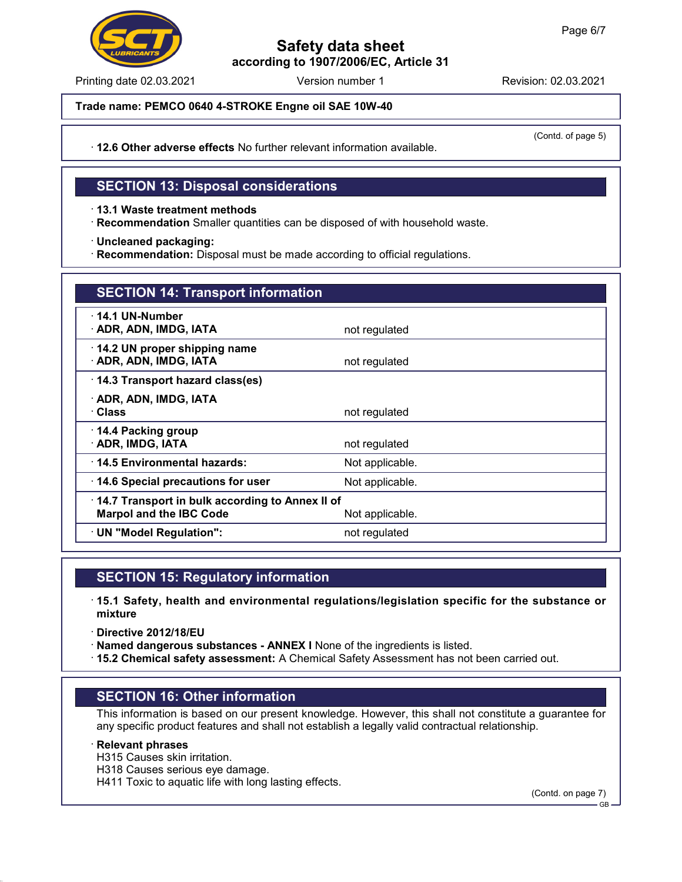**Trade name: PEMCO 0640 4-STROKE Engne oil SAE 10W-40**

(Contd. of page 5)

· **12.6 Other adverse effects** No further relevant information available.

## SECTION 13: Disposal considerations

· **13.1 Waste treatment methods**
· **Recommendation** Smaller quantities can be disposed of with household waste.

· **Uncleaned packaging:**
· **Recommendation:** Disposal must be made according to official regulations.

## SECTION 14: Transport information

| | |
|---|---|
| · **14.1 UN-Number** · **ADR, ADN, IMDG, IATA** | not regulated |
| · **14.2 UN proper shipping name** · **ADR, ADN, IMDG, IATA** | not regulated |
| · **14.3 Transport hazard class(es)** · **ADR, ADN, IMDG, IATA** · **Class** | not regulated |
| · **14.4 Packing group** · **ADR, IMDG, IATA** | not regulated |
| · **14.5 Environmental hazards:** | Not applicable. |
| · **14.6 Special precautions for user** | Not applicable. |
| · **14.7 Transport in bulk according to Annex II of Marpol and the IBC Code** | Not applicable. |
| · **UN "Model Regulation":** | not regulated |

## SECTION 15: Regulatory information

· **15.1 Safety, health and environmental regulations/legislation specific for the substance or mixture**

· **Directive 2012/18/EU**
· **Named dangerous substances - ANNEX I** None of the ingredients is listed.
· **15.2 Chemical safety assessment:** A Chemical Safety Assessment has not been carried out.

## SECTION 16: Other information

This information is based on our present knowledge. However, this shall not constitute a guarantee for any specific product features and shall not establish a legally valid contractual relationship.

· **Relevant phrases**
H315 Causes skin irritation.
H318 Causes serious eye damage.
H411 Toxic to aquatic life with long lasting effects.

(Contd. on page 7)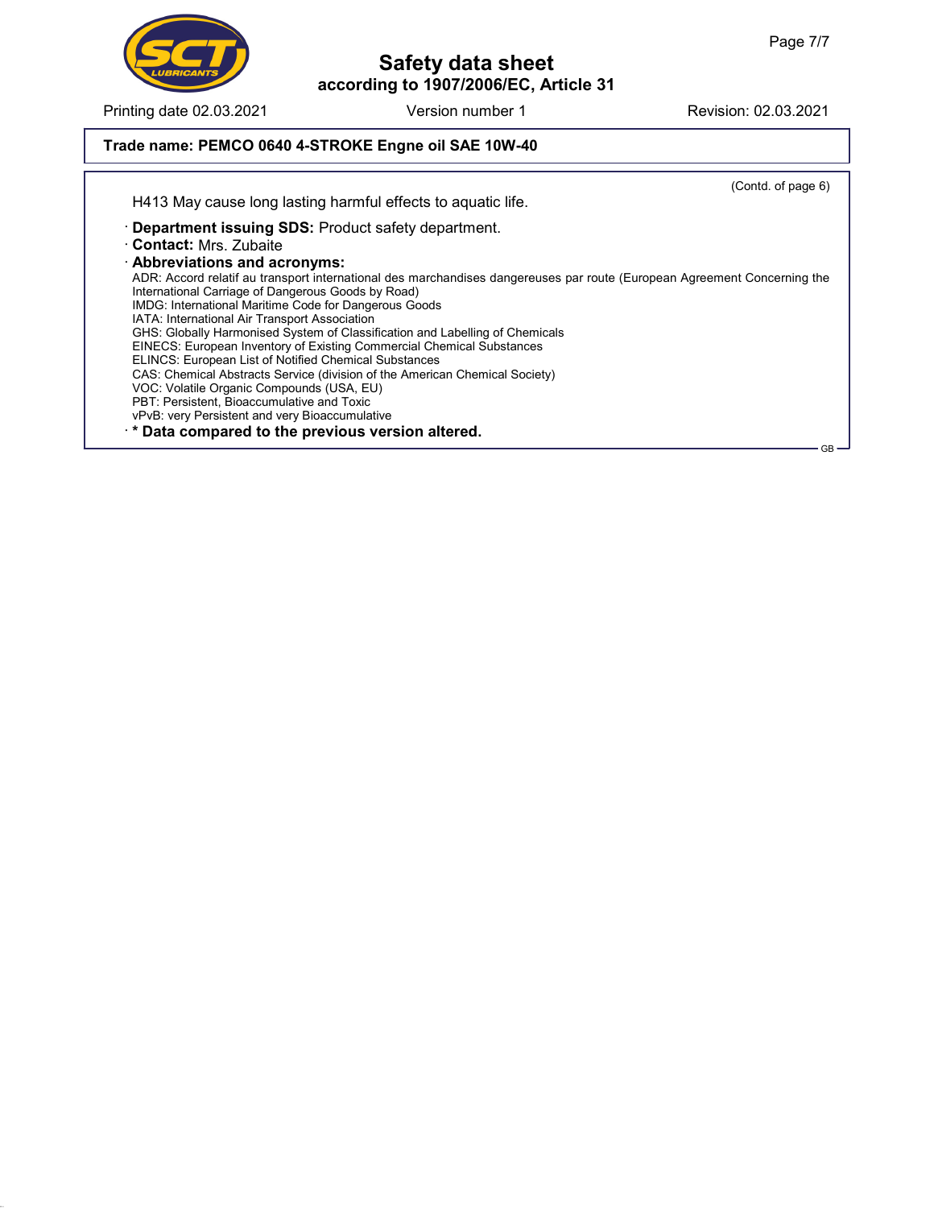(Contd. of page 6)

H413 May cause long lasting harmful effects to aquatic life.

· **Department issuing SDS:** Product safety department.

· **Contact:** Mrs. Zubaite

· **Abbreviations and acronyms:**

ADR: Accord relatif au transport international des marchandises dangereuses par route (European Agreement Concerning the International Carriage of Dangerous Goods by Road)
IMDG: International Maritime Code for Dangerous Goods
IATA: International Air Transport Association
GHS: Globally Harmonised System of Classification and Labelling of Chemicals
EINECS: European Inventory of Existing Commercial Chemical Substances
ELINCS: European List of Notified Chemical Substances
CAS: Chemical Abstracts Service (division of the American Chemical Society)
VOC: Volatile Organic Compounds (USA, EU)
PBT: Persistent, Bioaccumulative and Toxic
vPvB: very Persistent and very Bioaccumulative

· **\* Data compared to the previous version altered.**

GB